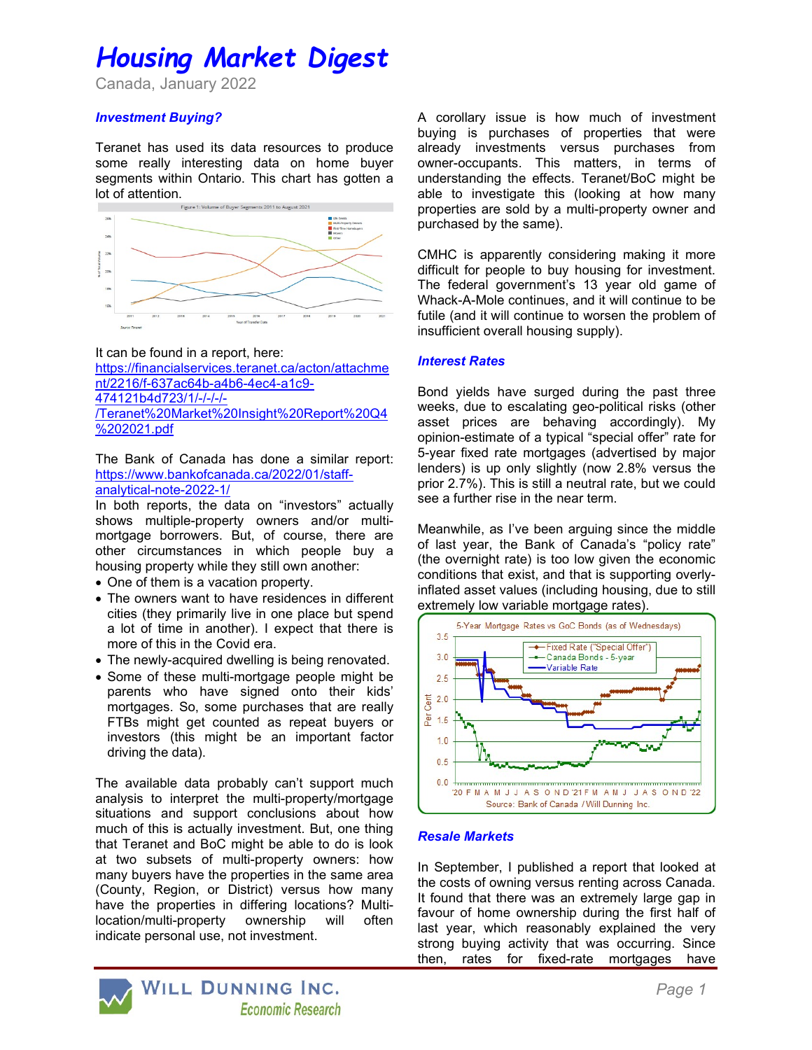# Housing Market Digest

Canada, January 2022

### *Investment Buying?*

Teranet has used its data resources to produce some really interesting data on home buyer segments within Ontario. This chart has gotten a lot of attention.

It can be found in a report, here: https://financialservices.teranet.ca/acton/attachment/2216/f-637ac64b-a4b6-4ec4-a1c9-474121b4d723/1/-/-/-/-/Teranet%20Market%20Insight%20Report%20Q4%202021.pdf

The Bank of Canada has done a similar report: https://www.bankofcanada.ca/2022/01/staff-analytical-note-2022-1/

In both reports, the data on "investors" actually shows multiple-property owners and/or multi-mortgage borrowers. But, of course, there are other circumstances in which people buy a housing property while they still own another:

- One of them is a vacation property.
- The owners want to have residences in different cities (they primarily live in one place but spend a lot of time in another). I expect that there is more of this in the Covid era.
- The newly-acquired dwelling is being renovated.
- Some of these multi-mortgage people might be parents who have signed onto their kids' mortgages. So, some purchases that are really FTBs might get counted as repeat buyers or investors (this might be an important factor driving the data).

The available data probably can't support much analysis to interpret the multi-property/mortgage situations and support conclusions about how much of this is actually investment. But, one thing that Teranet and BoC might be able to do is look at two subsets of multi-property owners: how many buyers have the properties in the same area (County, Region, or District) versus how many have the properties in differing locations? Multi-location/multi-property ownership will often indicate personal use, not investment.

A corollary issue is how much of investment buying is purchases of properties that were already investments versus purchases from owner-occupants. This matters, in terms of understanding the effects. Teranet/BoC might be able to investigate this (looking at how many properties are sold by a multi-property owner and purchased by the same).

CMHC is apparently considering making it more difficult for people to buy housing for investment. The federal government's 13 year old game of Whack-A-Mole continues, and it will continue to be futile (and it will continue to worsen the problem of insufficient overall housing supply).

### *Interest Rates*

Bond yields have surged during the past three weeks, due to escalating geo-political risks (other asset prices are behaving accordingly). My opinion-estimate of a typical "special offer" rate for 5-year fixed rate mortgages (advertised by major lenders) is up only slightly (now 2.8% versus the prior 2.7%). This is still a neutral rate, but we could see a further rise in the near term.

Meanwhile, as I've been arguing since the middle of last year, the Bank of Canada's "policy rate" (the overnight rate) is too low given the economic conditions that exist, and that is supporting overly-inflated asset values (including housing, due to still extremely low variable mortgage rates).

### *Resale Markets*

In September, I published a report that looked at the costs of owning versus renting across Canada. It found that there was an extremely large gap in favour of home ownership during the first half of last year, which reasonably explained the very strong buying activity that was occurring. Since then, rates for fixed-rate mortgages have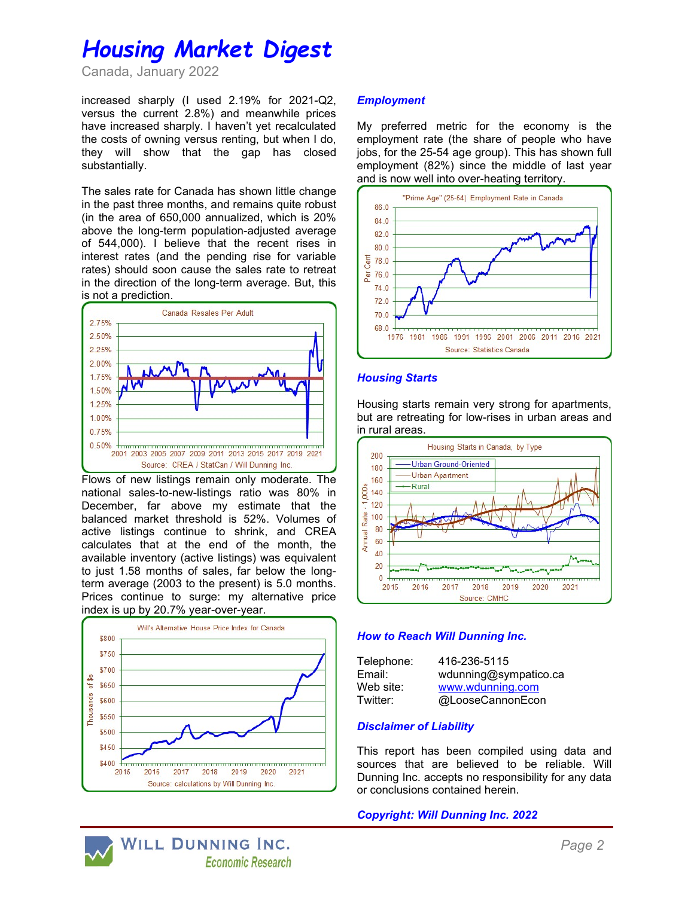increased sharply (I used 2.19% for 2021-Q2, versus the current 2.8%) and meanwhile prices have increased sharply. I haven't yet recalculated the costs of owning versus renting, but when I do, they will show that the gap has closed substantially.

The sales rate for Canada has shown little change in the past three months, and remains quite robust (in the area of 650,000 annualized, which is 20% above the long-term population-adjusted average of 544,000). I believe that the recent rises in interest rates (and the pending rise for variable rates) should soon cause the sales rate to retreat in the direction of the long-term average. But, this is not a prediction.

Canada Resales Per Adult

2.75%
2.50%
2.25%
2.00%
1.75%
1.50%
1.25%
1.00%
0.75%
0.50%

2001 2003 2005 2007 2009 2011 2013 2015 2017 2019 2021

Source: CREA / StatCan / Will Dunning Inc.

Flows of new listings remain only moderate. The national sales-to-new-listings ratio was 80% in December, far above my estimate that the balanced market threshold is 52%. Volumes of active listings continue to shrink, and CREA calculates that at the end of the month, the available inventory (active listings) was equivalent to just 1.58 months of sales, far below the long-term average (2003 to the present) is 5.0 months. Prices continue to surge: my alternative price index is up by 20.7% year-over-year.

Will's Alternative House Price Index for Canada

Thousands of $s

$800
$750
$700
$650
$600
$550
$500
$450
$400

2015 2016 2017 2018 2019 2020 2021

Source: calculations by Will Dunning Inc.

## *Employment*

My preferred metric for the economy is the employment rate (the share of people who have jobs, for the 25-54 age group). This has shown full employment (82%) since the middle of last year and is now well into over-heating territory.

"Prime Age" (25-54) Employment Rate in Canada

Per Cent

86.0
84.0
82.0
80.0
78.0
76.0
74.0
72.0
70.0
68.0

1976 1981 1986 1991 1996 2001 2006 2011 2016 2021

Source: Statistics Canada

## *Housing Starts*

Housing starts remain very strong for apartments, but are retreating for low-rises in urban areas and in rural areas.

Housing Starts in Canada, by Type

Urban Ground-Oriented
Urban Apartment
Rural

Annual Rate - 1,000s

200
180
160
140
120
100
80
60
40
20
0

2015 2016 2017 2018 2019 2020 2021

Source: CMHC

## *How to Reach Will Dunning Inc.*

Telephone: 416-236-5115
Email: wdunning@sympatico.ca
Web site: www.wdunning.com
Twitter: @LooseCannonEcon

## *Disclaimer of Liability*

This report has been compiled using data and sources that are believed to be reliable. Will Dunning Inc. accepts no responsibility for any data or conclusions contained herein.

***Copyright: Will Dunning Inc. 2022***